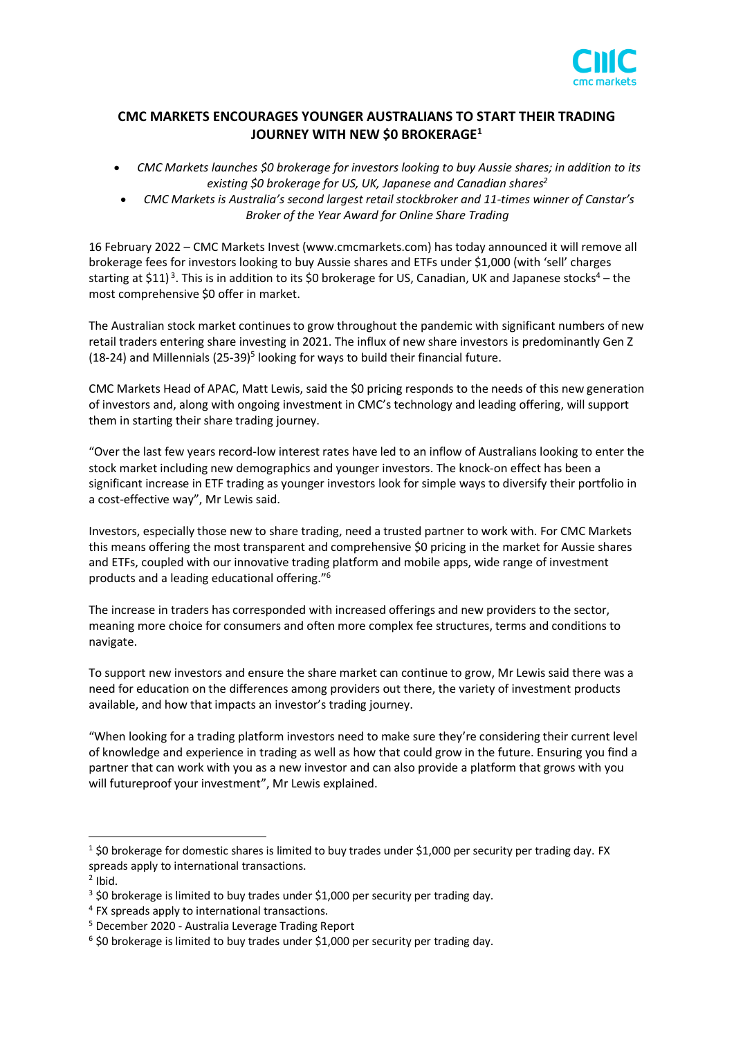# CMC MARKETS ENCOURAGES YOUNGER AUSTRALIANS TO START THEIR TRADING JOURNEY WITH NEW $0 BROKERAGE[1]

- *CMC Markets launches $0 brokerage for investors looking to buy Aussie shares; in addition to its existing $0 brokerage for US, UK, Japanese and Canadian shares[2]*
- *CMC Markets is Australia's second largest retail stockbroker and 11-times winner of Canstar's Broker of the Year Award for Online Share Trading*

16 February 2022 – CMC Markets Invest (www.cmcmarkets.com) has today announced it will remove all brokerage fees for investors looking to buy Aussie shares and ETFs under $1,000 (with 'sell' charges starting at $11)[3]. This is in addition to its $0 brokerage for US, Canadian, UK and Japanese stocks[4] – the most comprehensive $0 offer in market.

The Australian stock market continues to grow throughout the pandemic with significant numbers of new retail traders entering share investing in 2021. The influx of new share investors is predominantly Gen Z (18-24) and Millennials (25-39)[5] looking for ways to build their financial future.

CMC Markets Head of APAC, Matt Lewis, said the $0 pricing responds to the needs of this new generation of investors and, along with ongoing investment in CMC's technology and leading offering, will support them in starting their share trading journey.

"Over the last few years record-low interest rates have led to an inflow of Australians looking to enter the stock market including new demographics and younger investors. The knock-on effect has been a significant increase in ETF trading as younger investors look for simple ways to diversify their portfolio in a cost-effective way", Mr Lewis said.

Investors, especially those new to share trading, need a trusted partner to work with. For CMC Markets this means offering the most transparent and comprehensive $0 pricing in the market for Aussie shares and ETFs, coupled with our innovative trading platform and mobile apps, wide range of investment products and a leading educational offering."[6]

The increase in traders has corresponded with increased offerings and new providers to the sector, meaning more choice for consumers and often more complex fee structures, terms and conditions to navigate.

To support new investors and ensure the share market can continue to grow, Mr Lewis said there was a need for education on the differences among providers out there, the variety of investment products available, and how that impacts an investor's trading journey.

"When looking for a trading platform investors need to make sure they're considering their current level of knowledge and experience in trading as well as how that could grow in the future. Ensuring you find a partner that can work with you as a new investor and can also provide a platform that grows with you will futureproof your investment", Mr Lewis explained.

---

[1] $0 brokerage for domestic shares is limited to buy trades under $1,000 per security per trading day. FX spreads apply to international transactions.

[2] Ibid.

[3] $0 brokerage is limited to buy trades under $1,000 per security per trading day.

[4] FX spreads apply to international transactions.

[5] December 2020 - Australia Leverage Trading Report

[6] $0 brokerage is limited to buy trades under $1,000 per security per trading day.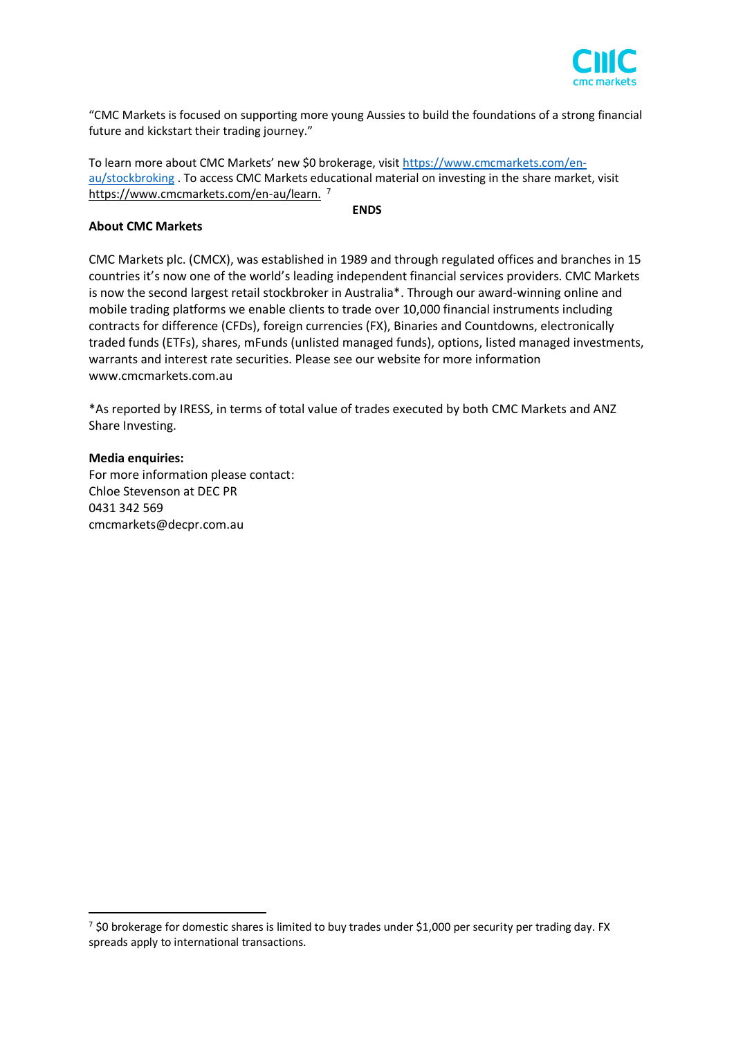"CMC Markets is focused on supporting more young Aussies to build the foundations of a strong financial future and kickstart their trading journey."

To learn more about CMC Markets' new $0 brokerage, visit https://www.cmcmarkets.com/en-au/stockbroking . To access CMC Markets educational material on investing in the share market, visit https://www.cmcmarkets.com/en-au/learn. [7]

**ENDS**

**About CMC Markets**

CMC Markets plc. (CMCX), was established in 1989 and through regulated offices and branches in 15 countries it's now one of the world's leading independent financial services providers. CMC Markets is now the second largest retail stockbroker in Australia*. Through our award-winning online and mobile trading platforms we enable clients to trade over 10,000 financial instruments including contracts for difference (CFDs), foreign currencies (FX), Binaries and Countdowns, electronically traded funds (ETFs), shares, mFunds (unlisted managed funds), options, listed managed investments, warrants and interest rate securities. Please see our website for more information www.cmcmarkets.com.au

*As reported by IRESS, in terms of total value of trades executed by both CMC Markets and ANZ Share Investing.

**Media enquiries:**
For more information please contact:
Chloe Stevenson at DEC PR
0431 342 569
cmcmarkets@decpr.com.au

[7] $0 brokerage for domestic shares is limited to buy trades under $1,000 per security per trading day. FX spreads apply to international transactions.